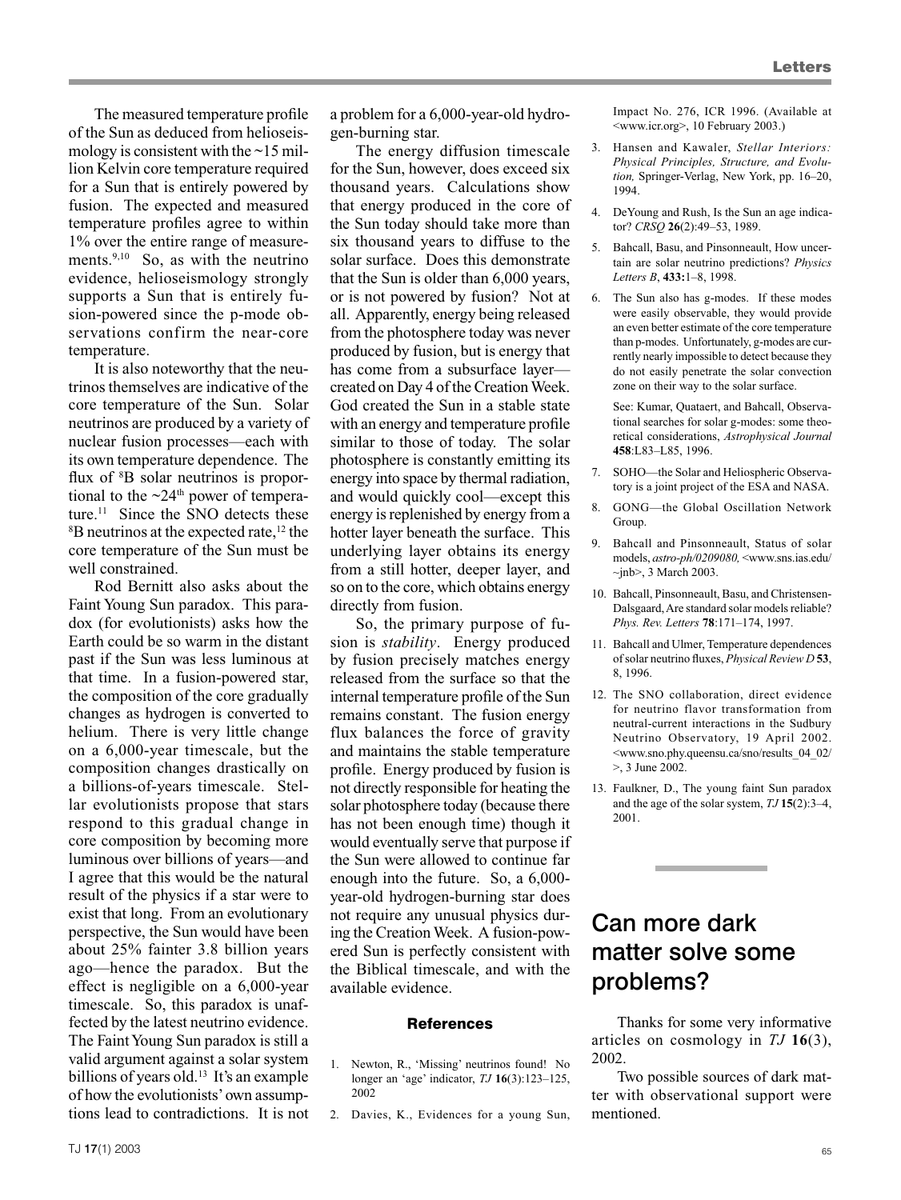The measured temperature profile of the Sun as deduced from helioseismology is consistent with the ~15 million Kelvin core temperature required for a Sun that is entirely powered by fusion. The expected and measured temperature profiles agree to within 1% over the entire range of measurements.[9,10] So, as with the neutrino evidence, helioseismology strongly supports a Sun that is entirely fusion-powered since the p-mode observations confirm the near-core temperature.

It is also noteworthy that the neutrinos themselves are indicative of the core temperature of the Sun. Solar neutrinos are produced by a variety of nuclear fusion processes—each with its own temperature dependence. The flux of $^{8}$B solar neutrinos is proportional to the ~24$^{th}$ power of temperature.[11] Since the SNO detects these $^{8}$B neutrinos at the expected rate,[12] the core temperature of the Sun must be well constrained.

Rod Bernitt also asks about the Faint Young Sun paradox. This paradox (for evolutionists) asks how the Earth could be so warm in the distant past if the Sun was less luminous at that time. In a fusion-powered star, the composition of the core gradually changes as hydrogen is converted to helium. There is very little change on a 6,000-year timescale, but the composition changes drastically on a billions-of-years timescale. Stellar evolutionists propose that stars respond to this gradual change in core composition by becoming more luminous over billions of years—and I agree that this would be the natural result of the physics if a star were to exist that long. From an evolutionary perspective, the Sun would have been about 25% fainter 3.8 billion years ago—hence the paradox. But the effect is negligible on a 6,000-year timescale. So, this paradox is unaffected by the latest neutrino evidence. The Faint Young Sun paradox is still a valid argument against a solar system billions of years old.[13] It's an example of how the evolutionists' own assumptions lead to contradictions. It is not a problem for a 6,000-year-old hydrogen-burning star.

The energy diffusion timescale for the Sun, however, does exceed six thousand years. Calculations show that energy produced in the core of the Sun today should take more than six thousand years to diffuse to the solar surface. Does this demonstrate that the Sun is older than 6,000 years, or is not powered by fusion? Not at all. Apparently, energy being released from the photosphere today was never produced by fusion, but is energy that has come from a subsurface layer—created on Day 4 of the Creation Week. God created the Sun in a stable state with an energy and temperature profile similar to those of today. The solar photosphere is constantly emitting its energy into space by thermal radiation, and would quickly cool—except this energy is replenished by energy from a hotter layer beneath the surface. This underlying layer obtains its energy from a still hotter, deeper layer, and so on to the core, which obtains energy directly from fusion.

So, the primary purpose of fusion is *stability*. Energy produced by fusion precisely matches energy released from the surface so that the internal temperature profile of the Sun remains constant. The fusion energy flux balances the force of gravity and maintains the stable temperature profile. Energy produced by fusion is not directly responsible for heating the solar photosphere today (because there has not been enough time) though it would eventually serve that purpose if the Sun were allowed to continue far enough into the future. So, a 6,000-year-old hydrogen-burning star does not require any unusual physics during the Creation Week. A fusion-powered Sun is perfectly consistent with the Biblical timescale, and with the available evidence.

### References

1. Newton, R., 'Missing' neutrinos found! No longer an 'age' indicator, *TJ* **16**(3):123–125, 2002
2. Davies, K., Evidences for a young Sun, Impact No. 276, ICR 1996. (Available at <www.icr.org>, 10 February 2003.)
3. Hansen and Kawaler, *Stellar Interiors: Physical Principles, Structure, and Evolution,* Springer-Verlag, New York, pp. 16–20, 1994.
4. DeYoung and Rush, Is the Sun an age indicator? *CRSQ* **26**(2):49–53, 1989.
5. Bahcall, Basu, and Pinsonneault, How uncertain are solar neutrino predictions? *Physics Letters B*, **433:**1–8, 1998.
6. The Sun also has g-modes. If these modes were easily observable, they would provide an even better estimate of the core temperature than p-modes. Unfortunately, g-modes are currently nearly impossible to detect because they do not easily penetrate the solar convection zone on their way to the solar surface.

   See: Kumar, Quataert, and Bahcall, Observational searches for solar g-modes: some theoretical considerations, *Astrophysical Journal* **458**:L83–L85, 1996.
7. SOHO—the Solar and Heliospheric Observatory is a joint project of the ESA and NASA.
8. GONG—the Global Oscillation Network Group.
9. Bahcall and Pinsonneault, Status of solar models, *astro-ph/0209080,* <www.sns.ias.edu/~jnb>, 3 March 2003.
10. Bahcall, Pinsonneault, Basu, and Christensen-Dalsgaard, Are standard solar models reliable? *Phys. Rev. Letters* **78**:171–174, 1997.
11. Bahcall and Ulmer, Temperature dependences of solar neutrino fluxes, *Physical Review D* **53**, 8, 1996.
12. The SNO collaboration, direct evidence for neutrino flavor transformation from neutral-current interactions in the Sudbury Neutrino Observatory, 19 April 2002. <www.sno.phy.queensu.ca/sno/results_04_02/>, 3 June 2002.
13. Faulkner, D., The young faint Sun paradox and the age of the solar system, *TJ* **15**(2):3–4, 2001.

## Can more dark matter solve some problems?

Thanks for some very informative articles on cosmology in *TJ* **16**(3), 2002.

Two possible sources of dark matter with observational support were mentioned.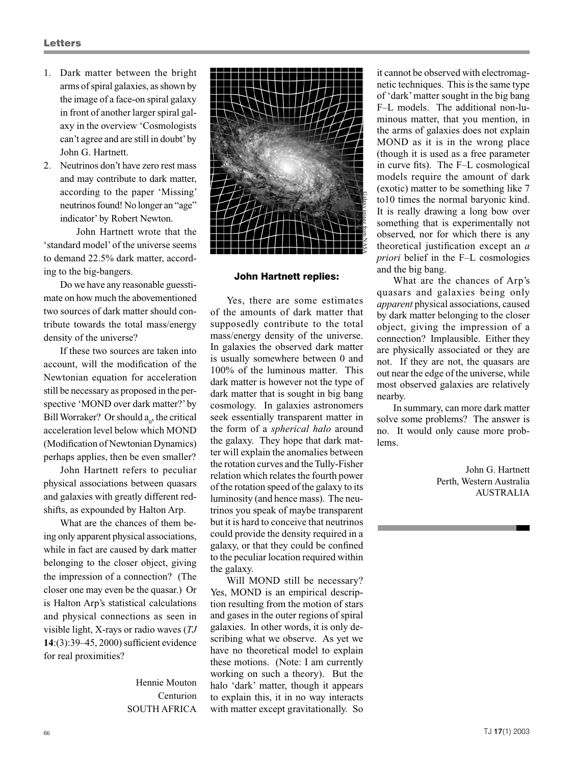1. Dark matter between the bright arms of spiral galaxies, as shown by the image of a face-on spiral galaxy in front of another larger spiral galaxy in the overview 'Cosmologists can't agree and are still in doubt' by John G. Hartnett.
2. Neutrinos don't have zero rest mass and may contribute to dark matter, according to the paper 'Missing' neutrinos found! No longer an "age" indicator' by Robert Newton.

John Hartnett wrote that the 'standard model' of the universe seems to demand 22.5% dark matter, according to the big-bangers.

Do we have any reasonable guesstimate on how much the abovementioned two sources of dark matter should contribute towards the total mass/energy density of the universe?

If these two sources are taken into account, will the modification of the Newtonian equation for acceleration still be necessary as proposed in the perspective 'MOND over dark matter?' by Bill Worraker? Or should $a_0$, the critical acceleration level below which MOND (Modification of Newtonian Dynamics) perhaps applies, then be even smaller?

John Hartnett refers to peculiar physical associations between quasars and galaxies with greatly different redshifts, as expounded by Halton Arp.

What are the chances of them being only apparent physical associations, while in fact are caused by dark matter belonging to the closer object, giving the impression of a connection? (The closer one may even be the quasar.) Or is Halton Arp's statistical calculations and physical connections as seen in visible light, X-rays or radio waves (*TJ* **14**:(3):39–45, 2000) sufficient evidence for real proximities?

Hennie Mouton
Centurion
SOUTH AFRICA

Galaxy image from NASA

### John Hartnett replies:

Yes, there are some estimates of the amounts of dark matter that supposedly contribute to the total mass/energy density of the universe. In galaxies the observed dark matter is usually somewhere between 0 and 100% of the luminous matter. This dark matter is however not the type of dark matter that is sought in big bang cosmology. In galaxies astronomers seek essentially transparent matter in the form of a *spherical halo* around the galaxy. They hope that dark matter will explain the anomalies between the rotation curves and the Tully-Fisher relation which relates the fourth power of the rotation speed of the galaxy to its luminosity (and hence mass). The neutrinos you speak of maybe transparent but it is hard to conceive that neutrinos could provide the density required in a galaxy, or that they could be confined to the peculiar location required within the galaxy.

Will MOND still be necessary? Yes, MOND is an empirical description resulting from the motion of stars and gases in the outer regions of spiral galaxies. In other words, it is only describing what we observe. As yet we have no theoretical model to explain these motions. (Note: I am currently working on such a theory). But the halo 'dark' matter, though it appears to explain this, it in no way interacts with matter except gravitationally. So it cannot be observed with electromagnetic techniques. This is the same type of 'dark' matter sought in the big bang F–L models. The additional non-luminous matter, that you mention, in the arms of galaxies does not explain MOND as it is in the wrong place (though it is used as a free parameter in curve fits). The F–L cosmological models require the amount of dark (exotic) matter to be something like 7 to10 times the normal baryonic kind. It is really drawing a long bow over something that is experimentally not observed, nor for which there is any theoretical justification except an *a priori* belief in the F–L cosmologies and the big bang.

What are the chances of Arp's quasars and galaxies being only *apparent* physical associations, caused by dark matter belonging to the closer object, giving the impression of a connection? Implausible. Either they are physically associated or they are not. If they are not, the quasars are out near the edge of the universe, while most observed galaxies are relatively nearby.

In summary, can more dark matter solve some problems? The answer is no. It would only cause more problems.

John G. Hartnett
Perth, Western Australia
AUSTRALIA